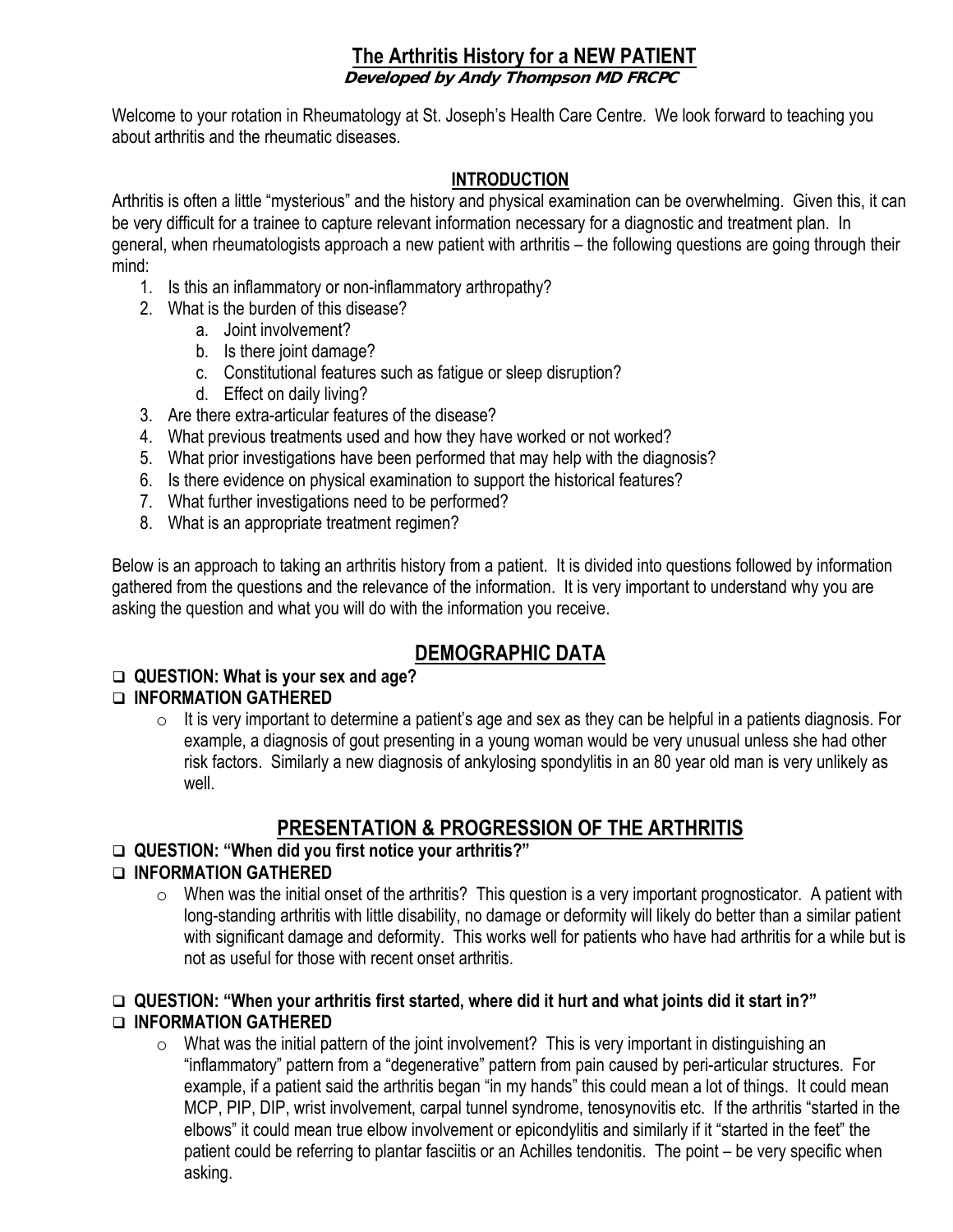# The Arthritis History for a NEW PATIENT

***Developed by Andy Thompson MD FRCPC***

Welcome to your rotation in Rheumatology at St. Joseph's Health Care Centre. We look forward to teaching you about arthritis and the rheumatic diseases.

## INTRODUCTION

Arthritis is often a little "mysterious" and the history and physical examination can be overwhelming. Given this, it can be very difficult for a trainee to capture relevant information necessary for a diagnostic and treatment plan. In general, when rheumatologists approach a new patient with arthritis – the following questions are going through their mind:

1. Is this an inflammatory or non-inflammatory arthropathy?
2. What is the burden of this disease?
   a. Joint involvement?
   b. Is there joint damage?
   c. Constitutional features such as fatigue or sleep disruption?
   d. Effect on daily living?
3. Are there extra-articular features of the disease?
4. What previous treatments used and how they have worked or not worked?
5. What prior investigations have been performed that may help with the diagnosis?
6. Is there evidence on physical examination to support the historical features?
7. What further investigations need to be performed?
8. What is an appropriate treatment regimen?

Below is an approach to taking an arthritis history from a patient. It is divided into questions followed by information gathered from the questions and the relevance of the information. It is very important to understand why you are asking the question and what you will do with the information you receive.

## DEMOGRAPHIC DATA

- ❑ **QUESTION: What is your sex and age?**
- ❑ **INFORMATION GATHERED**
  - It is very important to determine a patient's age and sex as they can be helpful in a patients diagnosis. For example, a diagnosis of gout presenting in a young woman would be very unusual unless she had other risk factors. Similarly a new diagnosis of ankylosing spondylitis in an 80 year old man is very unlikely as well.

## PRESENTATION & PROGRESSION OF THE ARTHRITIS

- ❑ **QUESTION: "When did you first notice your arthritis?"**
- ❑ **INFORMATION GATHERED**
  - When was the initial onset of the arthritis? This question is a very important prognosticator. A patient with long-standing arthritis with little disability, no damage or deformity will likely do better than a similar patient with significant damage and deformity. This works well for patients who have had arthritis for a while but is not as useful for those with recent onset arthritis.

- ❑ **QUESTION: "When your arthritis first started, where did it hurt and what joints did it start in?"**
- ❑ **INFORMATION GATHERED**
  - What was the initial pattern of the joint involvement? This is very important in distinguishing an "inflammatory" pattern from a "degenerative" pattern from pain caused by peri-articular structures. For example, if a patient said the arthritis began "in my hands" this could mean a lot of things. It could mean MCP, PIP, DIP, wrist involvement, carpal tunnel syndrome, tenosynovitis etc. If the arthritis "started in the elbows" it could mean true elbow involvement or epicondylitis and similarly if it "started in the feet" the patient could be referring to plantar fasciitis or an Achilles tendonitis. The point – be very specific when asking.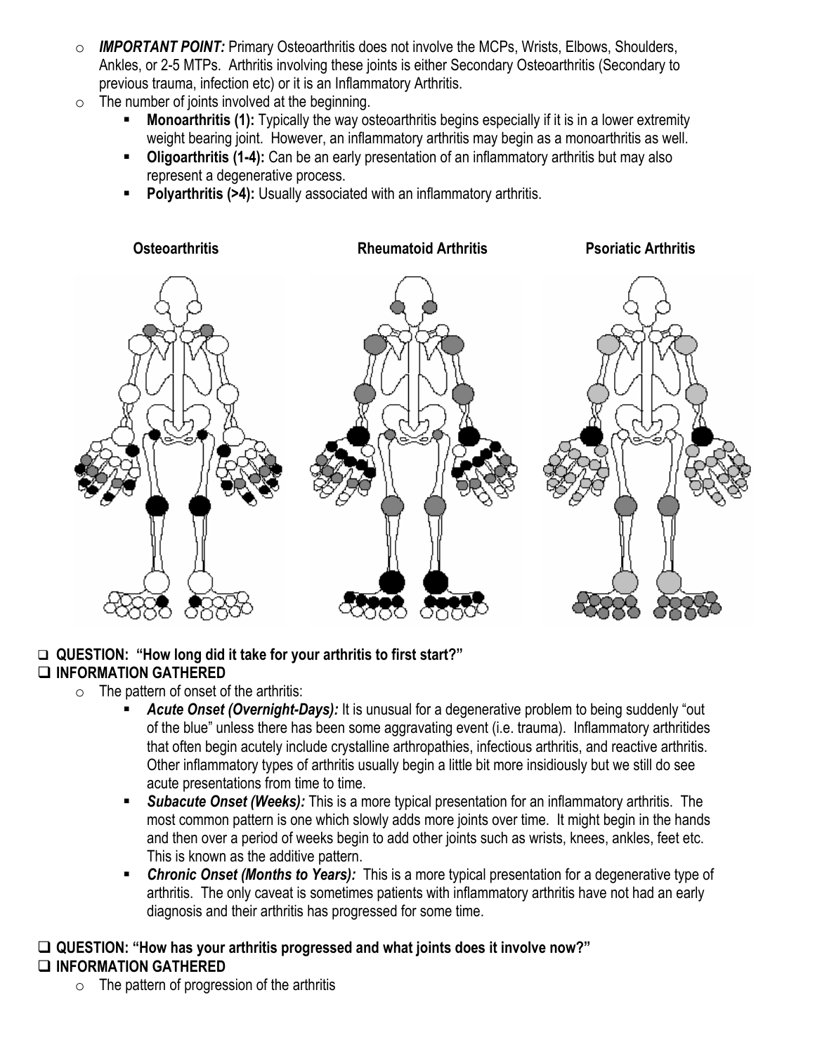- *IMPORTANT POINT:* Primary Osteoarthritis does not involve the MCPs, Wrists, Elbows, Shoulders, Ankles, or 2-5 MTPs. Arthritis involving these joints is either Secondary Osteoarthritis (Secondary to previous trauma, infection etc) or it is an Inflammatory Arthritis.
- The number of joints involved at the beginning.
  - **Monoarthritis (1):** Typically the way osteoarthritis begins especially if it is in a lower extremity weight bearing joint. However, an inflammatory arthritis may begin as a monoarthritis as well.
  - **Oligoarthritis (1-4):** Can be an early presentation of an inflammatory arthritis but may also represent a degenerative process.
  - **Polyarthritis (>4):** Usually associated with an inflammatory arthritis.

**Osteoarthritis** **Rheumatoid Arthritis** **Psoriatic Arthritis**

## ❑ QUESTION: "How long did it take for your arthritis to first start?"

## ❑ INFORMATION GATHERED

- The pattern of onset of the arthritis:
  - ***Acute Onset (Overnight-Days):*** It is unusual for a degenerative problem to being suddenly "out of the blue" unless there has been some aggravating event (i.e. trauma). Inflammatory arthritides that often begin acutely include crystalline arthropathies, infectious arthritis, and reactive arthritis. Other inflammatory types of arthritis usually begin a little bit more insidiously but we still do see acute presentations from time to time.
  - ***Subacute Onset (Weeks):*** This is a more typical presentation for an inflammatory arthritis. The most common pattern is one which slowly adds more joints over time. It might begin in the hands and then over a period of weeks begin to add other joints such as wrists, knees, ankles, feet etc. This is known as the additive pattern.
  - ***Chronic Onset (Months to Years):*** This is a more typical presentation for a degenerative type of arthritis. The only caveat is sometimes patients with inflammatory arthritis have not had an early diagnosis and their arthritis has progressed for some time.

## ❑ QUESTION: "How has your arthritis progressed and what joints does it involve now?"

## ❑ INFORMATION GATHERED

- The pattern of progression of the arthritis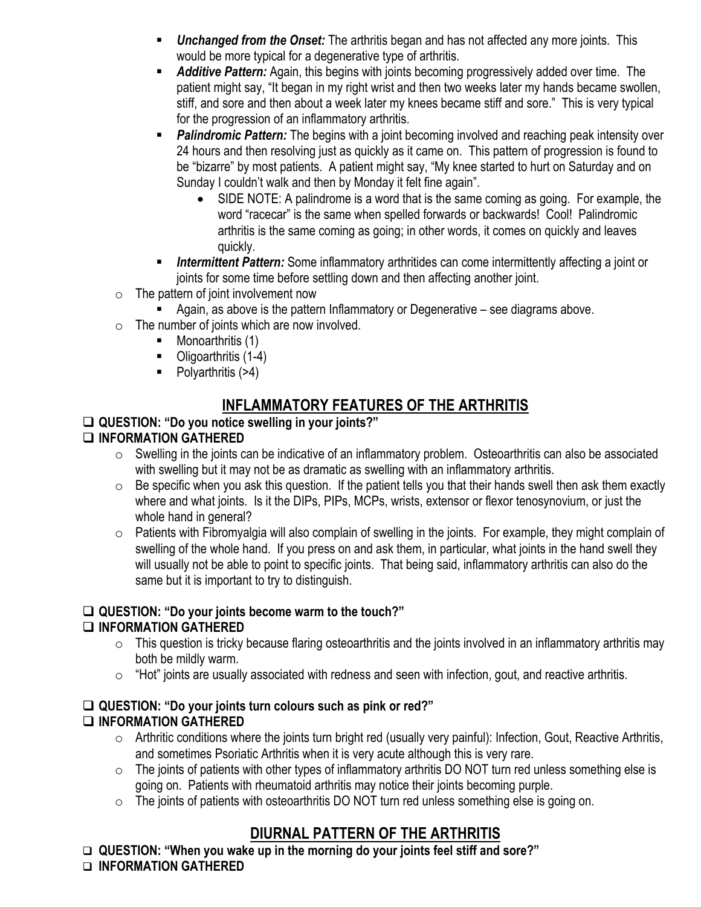- ***Unchanged from the Onset:*** The arthritis began and has not affected any more joints. This would be more typical for a degenerative type of arthritis.
   - ***Additive Pattern:*** Again, this begins with joints becoming progressively added over time. The patient might say, "It began in my right wrist and then two weeks later my hands became swollen, stiff, and sore and then about a week later my knees became stiff and sore." This is very typical for the progression of an inflammatory arthritis.
   - ***Palindromic Pattern:*** The begins with a joint becoming involved and reaching peak intensity over 24 hours and then resolving just as quickly as it came on. This pattern of progression is found to be "bizarre" by most patients. A patient might say, "My knee started to hurt on Saturday and on Sunday I couldn't walk and then by Monday it felt fine again".
     - SIDE NOTE: A palindrome is a word that is the same coming as going. For example, the word "racecar" is the same when spelled forwards or backwards! Cool! Palindromic arthritis is the same coming as going; in other words, it comes on quickly and leaves quickly.
   - ***Intermittent Pattern:*** Some inflammatory arthritides can come intermittently affecting a joint or joints for some time before settling down and then affecting another joint.
- The pattern of joint involvement now
   - Again, as above is the pattern Inflammatory or Degenerative – see diagrams above.
- The number of joints which are now involved.
   - Monoarthritis (1)
   - Oligoarthritis (1-4)
   - Polyarthritis (>4)

## INFLAMMATORY FEATURES OF THE ARTHRITIS

❑ **QUESTION: "Do you notice swelling in your joints?"**

❑ **INFORMATION GATHERED**

- Swelling in the joints can be indicative of an inflammatory problem. Osteoarthritis can also be associated with swelling but it may not be as dramatic as swelling with an inflammatory arthritis.
- Be specific when you ask this question. If the patient tells you that their hands swell then ask them exactly where and what joints. Is it the DIPs, PIPs, MCPs, wrists, extensor or flexor tenosynovium, or just the whole hand in general?
- Patients with Fibromyalgia will also complain of swelling in the joints. For example, they might complain of swelling of the whole hand. If you press on and ask them, in particular, what joints in the hand swell they will usually not be able to point to specific joints. That being said, inflammatory arthritis can also do the same but it is important to try to distinguish.

❑ **QUESTION: "Do your joints become warm to the touch?"**

❑ **INFORMATION GATHERED**

- This question is tricky because flaring osteoarthritis and the joints involved in an inflammatory arthritis may both be mildly warm.
- "Hot" joints are usually associated with redness and seen with infection, gout, and reactive arthritis.

❑ **QUESTION: "Do your joints turn colours such as pink or red?"**

❑ **INFORMATION GATHERED**

- Arthritic conditions where the joints turn bright red (usually very painful): Infection, Gout, Reactive Arthritis, and sometimes Psoriatic Arthritis when it is very acute although this is very rare.
- The joints of patients with other types of inflammatory arthritis DO NOT turn red unless something else is going on. Patients with rheumatoid arthritis may notice their joints becoming purple.
- The joints of patients with osteoarthritis DO NOT turn red unless something else is going on.

## DIURNAL PATTERN OF THE ARTHRITIS

❑ **QUESTION: "When you wake up in the morning do your joints feel stiff and sore?"**

❑ **INFORMATION GATHERED**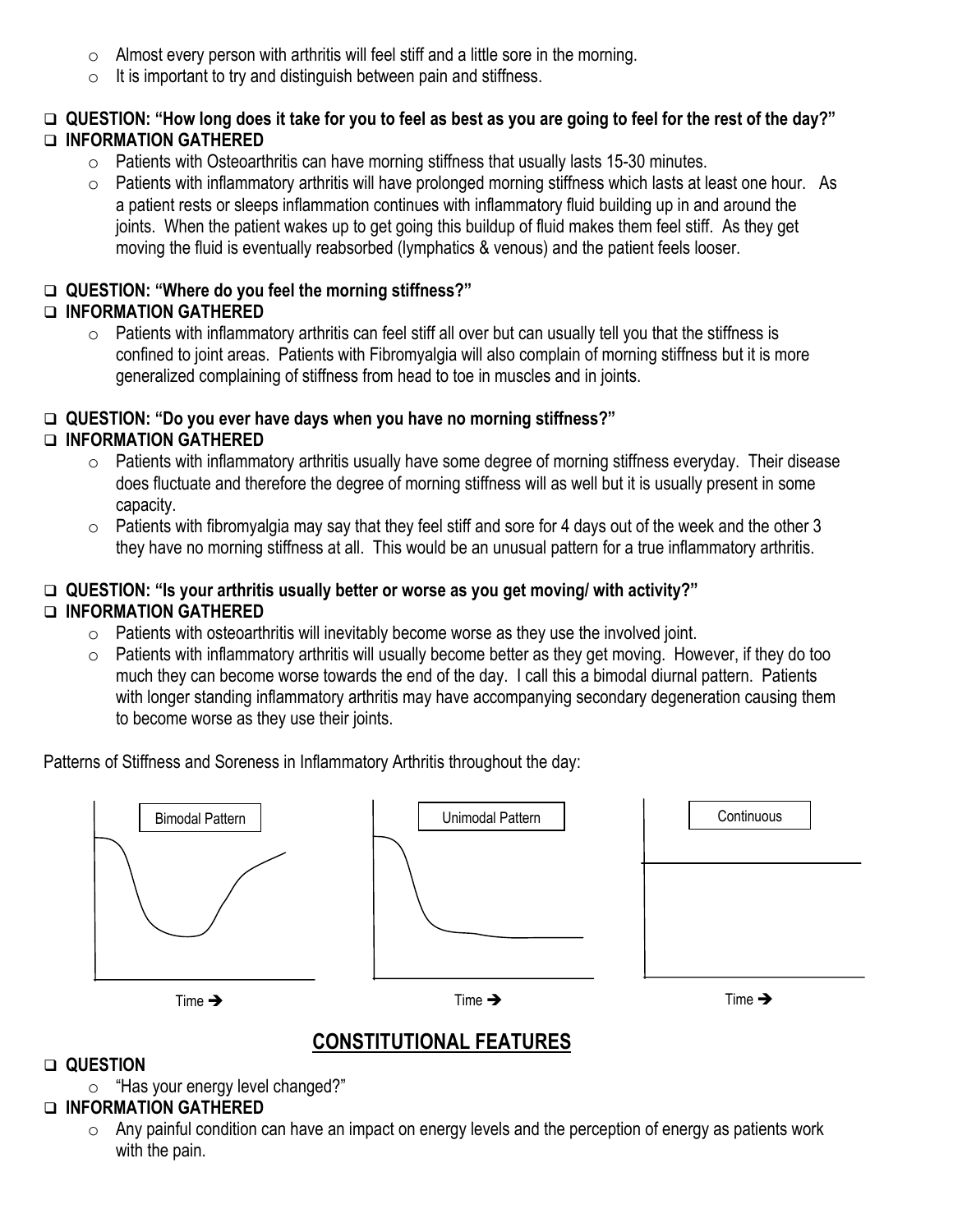- Almost every person with arthritis will feel stiff and a little sore in the morning.
- It is important to try and distinguish between pain and stiffness.

- **QUESTION: "How long does it take for you to feel as best as you are going to feel for the rest of the day?"**
- **INFORMATION GATHERED**
  - Patients with Osteoarthritis can have morning stiffness that usually lasts 15-30 minutes.
  - Patients with inflammatory arthritis will have prolonged morning stiffness which lasts at least one hour. As a patient rests or sleeps inflammation continues with inflammatory fluid building up in and around the joints. When the patient wakes up to get going this buildup of fluid makes them feel stiff. As they get moving the fluid is eventually reabsorbed (lymphatics & venous) and the patient feels looser.

- **QUESTION: "Where do you feel the morning stiffness?"**
- **INFORMATION GATHERED**
  - Patients with inflammatory arthritis can feel stiff all over but can usually tell you that the stiffness is confined to joint areas. Patients with Fibromyalgia will also complain of morning stiffness but it is more generalized complaining of stiffness from head to toe in muscles and in joints.

- **QUESTION: "Do you ever have days when you have no morning stiffness?"**
- **INFORMATION GATHERED**
  - Patients with inflammatory arthritis usually have some degree of morning stiffness everyday. Their disease does fluctuate and therefore the degree of morning stiffness will as well but it is usually present in some capacity.
  - Patients with fibromyalgia may say that they feel stiff and sore for 4 days out of the week and the other 3 they have no morning stiffness at all. This would be an unusual pattern for a true inflammatory arthritis.

- **QUESTION: "Is your arthritis usually better or worse as you get moving/ with activity?"**
- **INFORMATION GATHERED**
  - Patients with osteoarthritis will inevitably become worse as they use the involved joint.
  - Patients with inflammatory arthritis will usually become better as they get moving. However, if they do too much they can become worse towards the end of the day. I call this a bimodal diurnal pattern. Patients with longer standing inflammatory arthritis may have accompanying secondary degeneration causing them to become worse as they use their joints.

Patterns of Stiffness and Soreness in Inflammatory Arthritis throughout the day:

Bimodal Pattern — Time ➔

Unimodal Pattern — Time ➔

Continuous — Time ➔

## CONSTITUTIONAL FEATURES

- **QUESTION**
  - "Has your energy level changed?"
- **INFORMATION GATHERED**
  - Any painful condition can have an impact on energy levels and the perception of energy as patients work with the pain.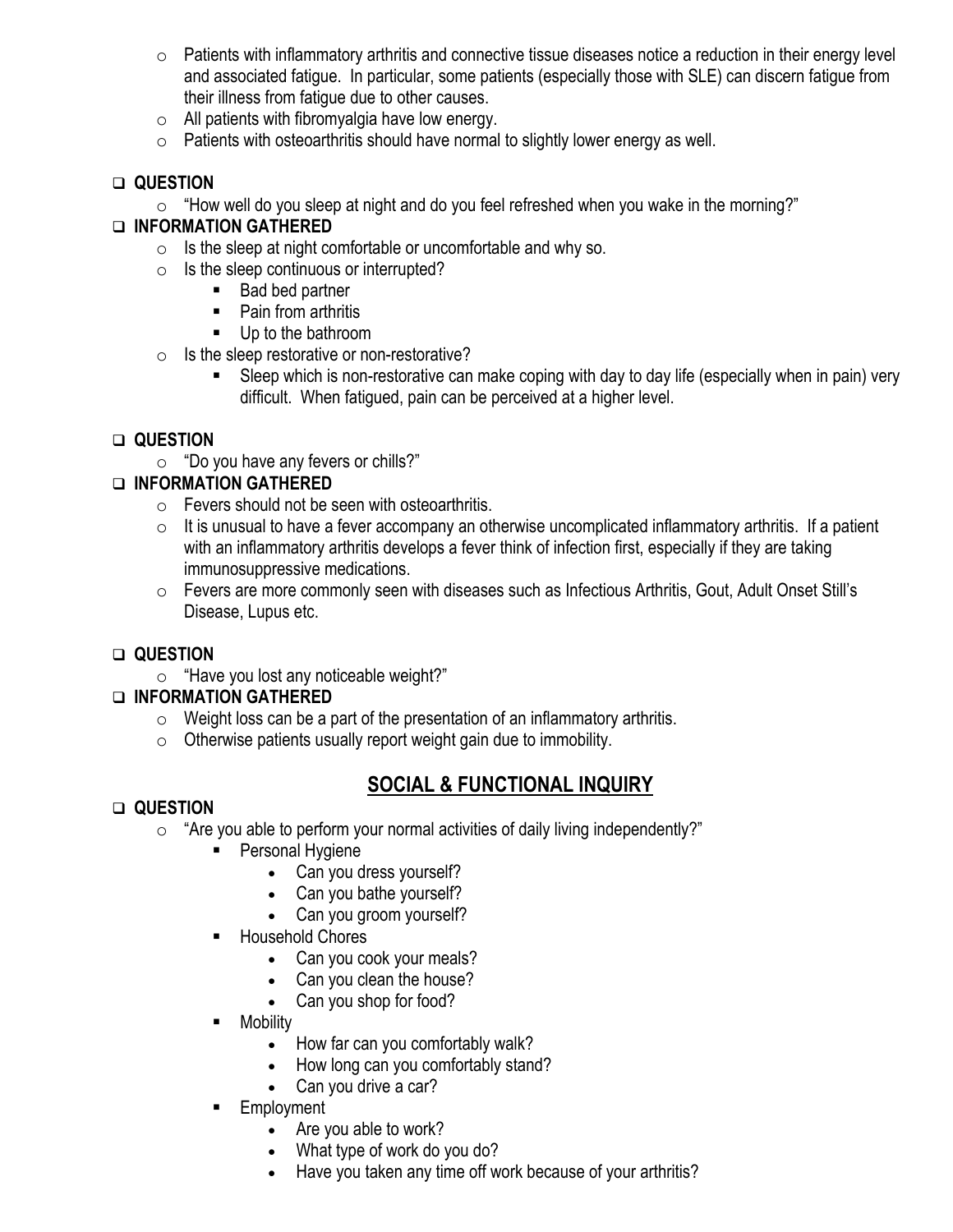- Patients with inflammatory arthritis and connective tissue diseases notice a reduction in their energy level and associated fatigue. In particular, some patients (especially those with SLE) can discern fatigue from their illness from fatigue due to other causes.
- All patients with fibromyalgia have low energy.
- Patients with osteoarthritis should have normal to slightly lower energy as well.

- **QUESTION**
  - "How well do you sleep at night and do you feel refreshed when you wake in the morning?"
- **INFORMATION GATHERED**
  - Is the sleep at night comfortable or uncomfortable and why so.
  - Is the sleep continuous or interrupted?
    - Bad bed partner
    - Pain from arthritis
    - Up to the bathroom
  - Is the sleep restorative or non-restorative?
    - Sleep which is non-restorative can make coping with day to day life (especially when in pain) very difficult. When fatigued, pain can be perceived at a higher level.

- **QUESTION**
  - "Do you have any fevers or chills?"
- **INFORMATION GATHERED**
  - Fevers should not be seen with osteoarthritis.
  - It is unusual to have a fever accompany an otherwise uncomplicated inflammatory arthritis. If a patient with an inflammatory arthritis develops a fever think of infection first, especially if they are taking immunosuppressive medications.
  - Fevers are more commonly seen with diseases such as Infectious Arthritis, Gout, Adult Onset Still's Disease, Lupus etc.

- **QUESTION**
  - "Have you lost any noticeable weight?"
- **INFORMATION GATHERED**
  - Weight loss can be a part of the presentation of an inflammatory arthritis.
  - Otherwise patients usually report weight gain due to immobility.

## SOCIAL & FUNCTIONAL INQUIRY

- **QUESTION**
  - "Are you able to perform your normal activities of daily living independently?"
    - Personal Hygiene
      - Can you dress yourself?
      - Can you bathe yourself?
      - Can you groom yourself?
    - Household Chores
      - Can you cook your meals?
      - Can you clean the house?
      - Can you shop for food?
    - Mobility
      - How far can you comfortably walk?
      - How long can you comfortably stand?
      - Can you drive a car?
    - Employment
      - Are you able to work?
      - What type of work do you do?
      - Have you taken any time off work because of your arthritis?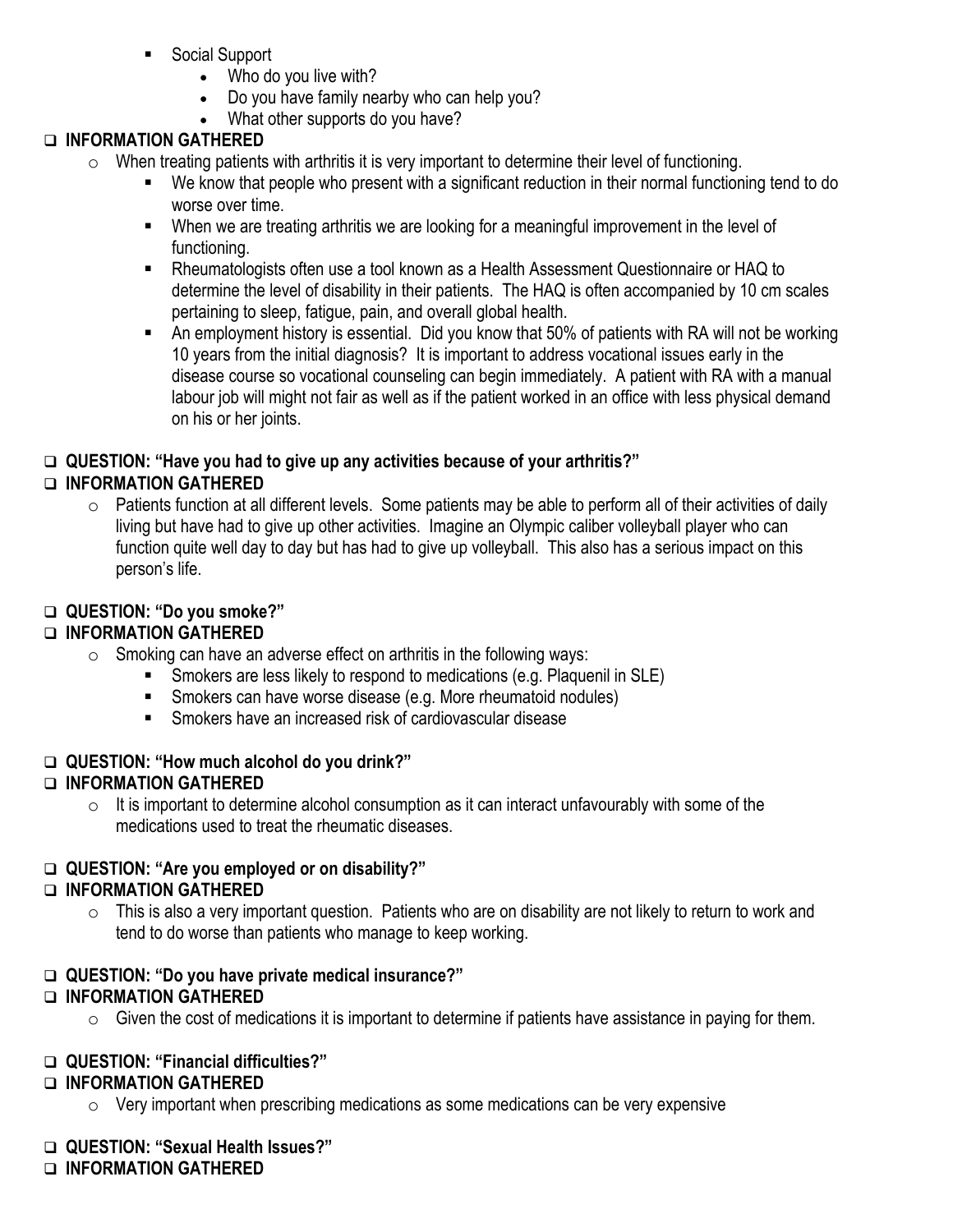- Social Support
  - Who do you live with?
  - Do you have family nearby who can help you?
  - What other supports do you have?

- ❑ **INFORMATION GATHERED**
  - When treating patients with arthritis it is very important to determine their level of functioning.
    - We know that people who present with a significant reduction in their normal functioning tend to do worse over time.
    - When we are treating arthritis we are looking for a meaningful improvement in the level of functioning.
    - Rheumatologists often use a tool known as a Health Assessment Questionnaire or HAQ to determine the level of disability in their patients. The HAQ is often accompanied by 10 cm scales pertaining to sleep, fatigue, pain, and overall global health.
    - An employment history is essential. Did you know that 50% of patients with RA will not be working 10 years from the initial diagnosis? It is important to address vocational issues early in the disease course so vocational counseling can begin immediately. A patient with RA with a manual labour job will might not fair as well as if the patient worked in an office with less physical demand on his or her joints.

- ❑ **QUESTION: "Have you had to give up any activities because of your arthritis?"**
- ❑ **INFORMATION GATHERED**
  - Patients function at all different levels. Some patients may be able to perform all of their activities of daily living but have had to give up other activities. Imagine an Olympic caliber volleyball player who can function quite well day to day but has had to give up volleyball. This also has a serious impact on this person's life.

- ❑ **QUESTION: "Do you smoke?"**
- ❑ **INFORMATION GATHERED**
  - Smoking can have an adverse effect on arthritis in the following ways:
    - Smokers are less likely to respond to medications (e.g. Plaquenil in SLE)
    - Smokers can have worse disease (e.g. More rheumatoid nodules)
    - Smokers have an increased risk of cardiovascular disease

- ❑ **QUESTION: "How much alcohol do you drink?"**
- ❑ **INFORMATION GATHERED**
  - It is important to determine alcohol consumption as it can interact unfavourably with some of the medications used to treat the rheumatic diseases.

- ❑ **QUESTION: "Are you employed or on disability?"**
- ❑ **INFORMATION GATHERED**
  - This is also a very important question. Patients who are on disability are not likely to return to work and tend to do worse than patients who manage to keep working.

- ❑ **QUESTION: "Do you have private medical insurance?"**
- ❑ **INFORMATION GATHERED**
  - Given the cost of medications it is important to determine if patients have assistance in paying for them.

- ❑ **QUESTION: "Financial difficulties?"**
- ❑ **INFORMATION GATHERED**
  - Very important when prescribing medications as some medications can be very expensive

- ❑ **QUESTION: "Sexual Health Issues?"**
- ❑ **INFORMATION GATHERED**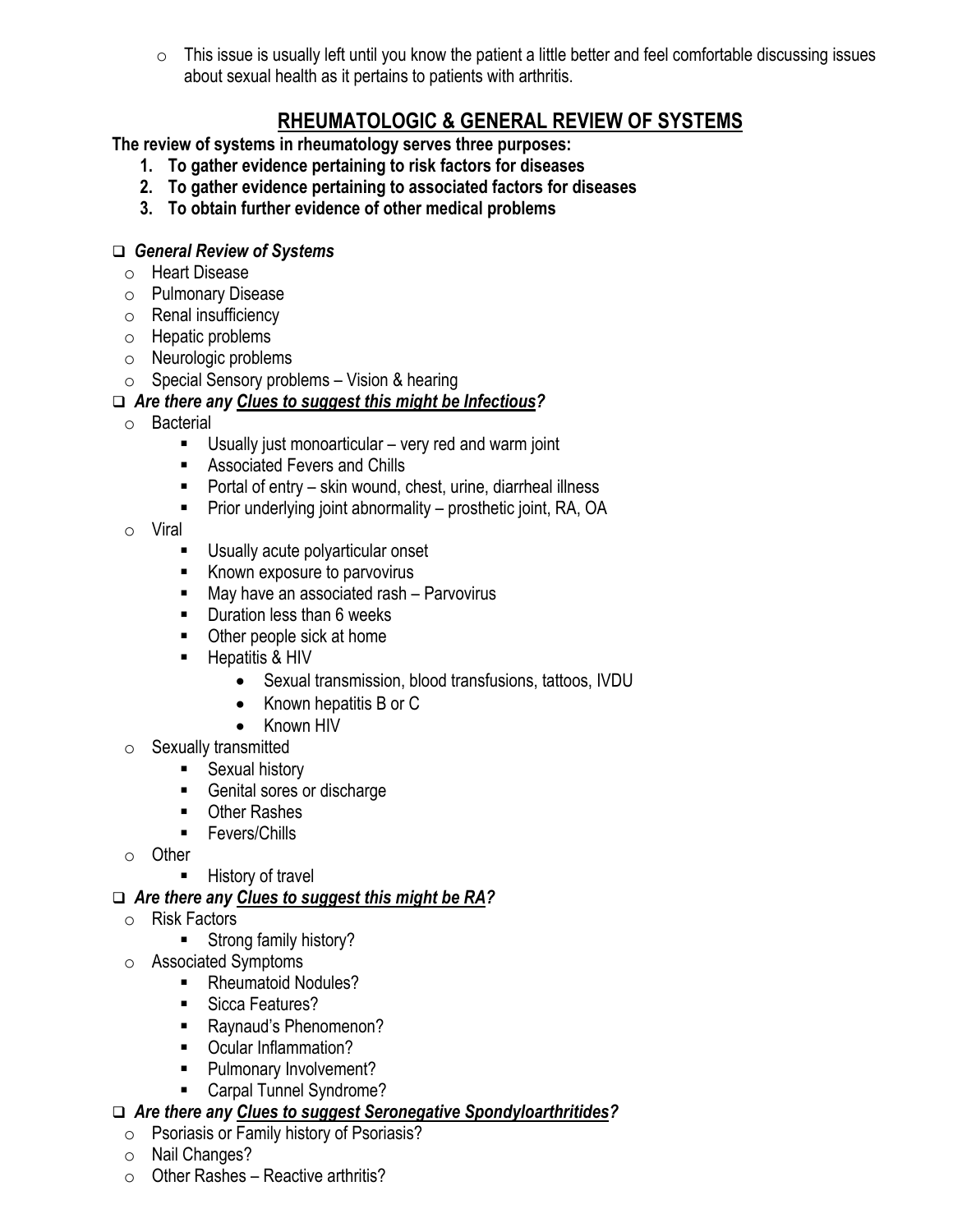- This issue is usually left until you know the patient a little better and feel comfortable discussing issues about sexual health as it pertains to patients with arthritis.

## RHEUMATOLOGIC & GENERAL REVIEW OF SYSTEMS

**The review of systems in rheumatology serves three purposes:**

1. **To gather evidence pertaining to risk factors for diseases**
2. **To gather evidence pertaining to associated factors for diseases**
3. **To obtain further evidence of other medical problems**

- ***General Review of Systems***
  - Heart Disease
  - Pulmonary Disease
  - Renal insufficiency
  - Hepatic problems
  - Neurologic problems
  - Special Sensory problems – Vision & hearing
- ***Are there any <u>Clues to suggest this might be Infectious</u>?***
  - Bacterial
    - Usually just monoarticular – very red and warm joint
    - Associated Fevers and Chills
    - Portal of entry – skin wound, chest, urine, diarrheal illness
    - Prior underlying joint abnormality – prosthetic joint, RA, OA
  - Viral
    - Usually acute polyarticular onset
    - Known exposure to parvovirus
    - May have an associated rash – Parvovirus
    - Duration less than 6 weeks
    - Other people sick at home
    - Hepatitis & HIV
      - Sexual transmission, blood transfusions, tattoos, IVDU
      - Known hepatitis B or C
      - Known HIV
  - Sexually transmitted
    - Sexual history
    - Genital sores or discharge
    - Other Rashes
    - Fevers/Chills
  - Other
    - History of travel
- ***Are there any <u>Clues to suggest this might be RA</u>?***
  - Risk Factors
    - Strong family history?
  - Associated Symptoms
    - Rheumatoid Nodules?
    - Sicca Features?
    - Raynaud's Phenomenon?
    - Ocular Inflammation?
    - Pulmonary Involvement?
    - Carpal Tunnel Syndrome?
- ***Are there any <u>Clues to suggest Seronegative Spondyloarthritides</u>?***
  - Psoriasis or Family history of Psoriasis?
  - Nail Changes?
  - Other Rashes – Reactive arthritis?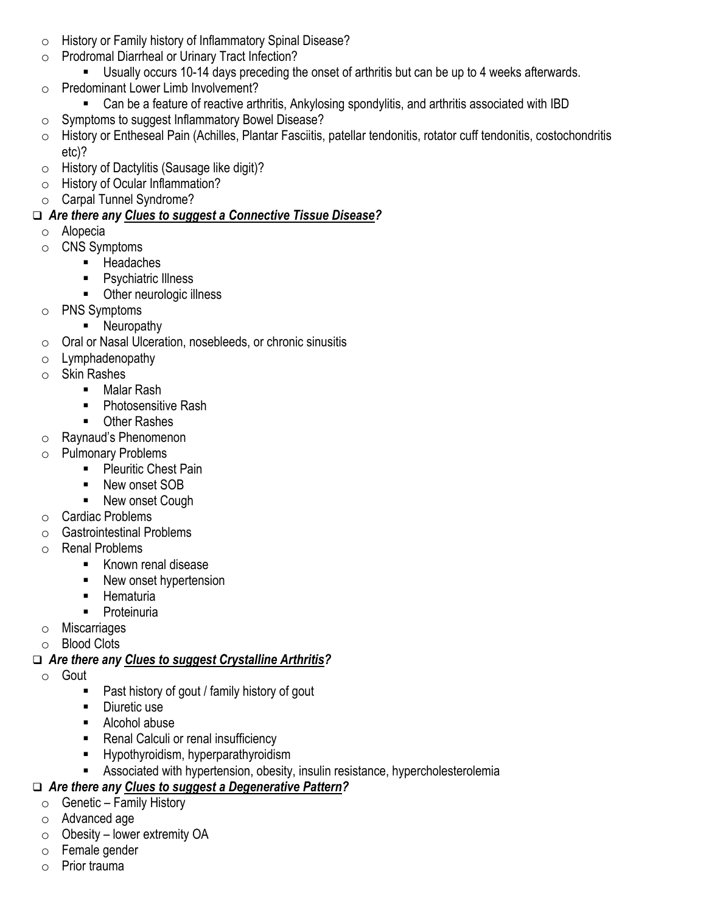- History or Family history of Inflammatory Spinal Disease?
- Prodromal Diarrheal or Urinary Tract Infection?
    - Usually occurs 10-14 days preceding the onset of arthritis but can be up to 4 weeks afterwards.
- Predominant Lower Limb Involvement?
    - Can be a feature of reactive arthritis, Ankylosing spondylitis, and arthritis associated with IBD
- Symptoms to suggest Inflammatory Bowel Disease?
- History or Entheseal Pain (Achilles, Plantar Fasciitis, patellar tendonitis, rotator cuff tendonitis, costochondritis etc)?
- History of Dactylitis (Sausage like digit)?
- History of Ocular Inflammation?
- Carpal Tunnel Syndrome?

- [ ] ***Are there any <u>Clues to suggest a Connective Tissue Disease</u>?***
    - Alopecia
    - CNS Symptoms
        - Headaches
        - Psychiatric Illness
        - Other neurologic illness
    - PNS Symptoms
        - Neuropathy
    - Oral or Nasal Ulceration, nosebleeds, or chronic sinusitis
    - Lymphadenopathy
    - Skin Rashes
        - Malar Rash
        - Photosensitive Rash
        - Other Rashes
    - Raynaud's Phenomenon
    - Pulmonary Problems
        - Pleuritic Chest Pain
        - New onset SOB
        - New onset Cough
    - Cardiac Problems
    - Gastrointestinal Problems
    - Renal Problems
        - Known renal disease
        - New onset hypertension
        - Hematuria
        - Proteinuria
    - Miscarriages
    - Blood Clots

- [ ] ***Are there any <u>Clues to suggest Crystalline Arthritis</u>?***
    - Gout
        - Past history of gout / family history of gout
        - Diuretic use
        - Alcohol abuse
        - Renal Calculi or renal insufficiency
        - Hypothyroidism, hyperparathyroidism
        - Associated with hypertension, obesity, insulin resistance, hypercholesterolemia

- [ ] ***Are there any <u>Clues to suggest a Degenerative Pattern</u>?***
    - Genetic – Family History
    - Advanced age
    - Obesity – lower extremity OA
    - Female gender
    - Prior trauma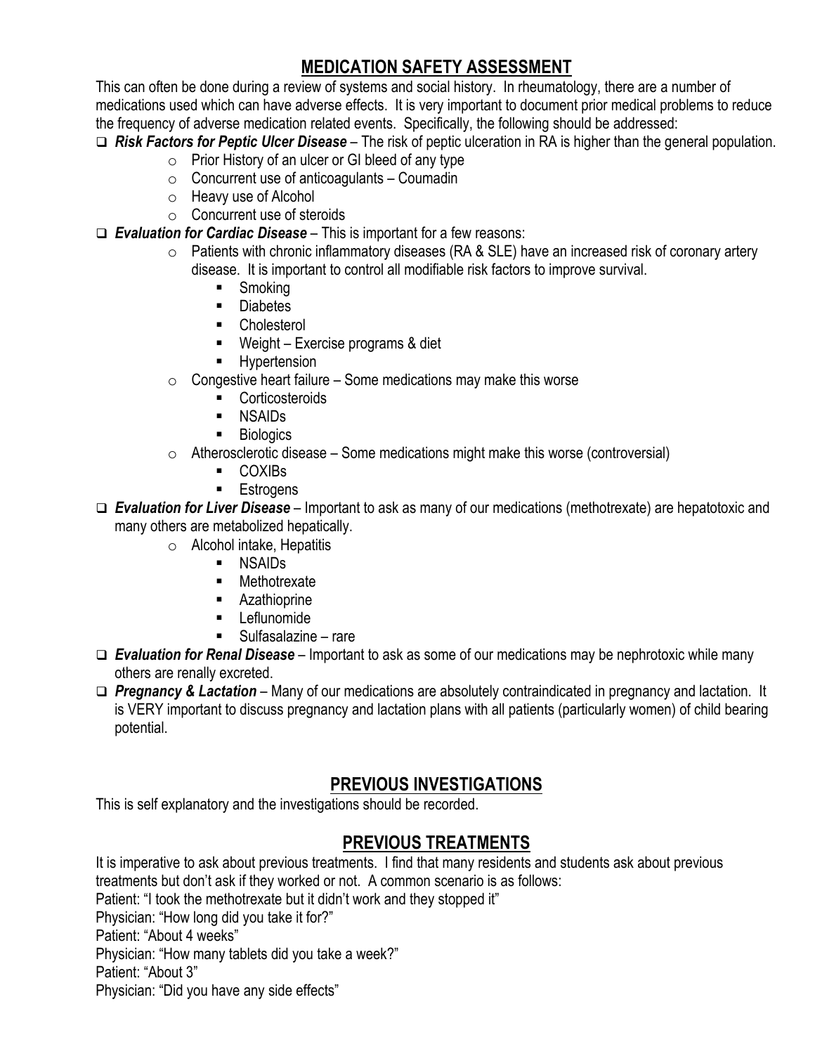## MEDICATION SAFETY ASSESSMENT

This can often be done during a review of systems and social history. In rheumatology, there are a number of medications used which can have adverse effects. It is very important to document prior medical problems to reduce the frequency of adverse medication related events. Specifically, the following should be addressed:

- ***Risk Factors for Peptic Ulcer Disease*** – The risk of peptic ulceration in RA is higher than the general population.
  - Prior History of an ulcer or GI bleed of any type
  - Concurrent use of anticoagulants – Coumadin
  - Heavy use of Alcohol
  - Concurrent use of steroids
- ***Evaluation for Cardiac Disease*** – This is important for a few reasons:
  - Patients with chronic inflammatory diseases (RA & SLE) have an increased risk of coronary artery disease. It is important to control all modifiable risk factors to improve survival.
    - Smoking
    - Diabetes
    - Cholesterol
    - Weight – Exercise programs & diet
    - Hypertension
  - Congestive heart failure – Some medications may make this worse
    - Corticosteroids
    - NSAIDs
    - Biologics
  - Atherosclerotic disease – Some medications might make this worse (controversial)
    - COXIBs
    - Estrogens
- ***Evaluation for Liver Disease*** – Important to ask as many of our medications (methotrexate) are hepatotoxic and many others are metabolized hepatically.
  - Alcohol intake, Hepatitis
    - NSAIDs
    - Methotrexate
    - Azathioprine
    - Leflunomide
    - Sulfasalazine – rare
- ***Evaluation for Renal Disease*** – Important to ask as some of our medications may be nephrotoxic while many others are renally excreted.
- ***Pregnancy & Lactation*** – Many of our medications are absolutely contraindicated in pregnancy and lactation. It is VERY important to discuss pregnancy and lactation plans with all patients (particularly women) of child bearing potential.

## PREVIOUS INVESTIGATIONS

This is self explanatory and the investigations should be recorded.

## PREVIOUS TREATMENTS

It is imperative to ask about previous treatments. I find that many residents and students ask about previous treatments but don't ask if they worked or not. A common scenario is as follows:

Patient: "I took the methotrexate but it didn't work and they stopped it"

Physician: "How long did you take it for?"

Patient: "About 4 weeks"

Physician: "How many tablets did you take a week?"

Patient: "About 3"

Physician: "Did you have any side effects"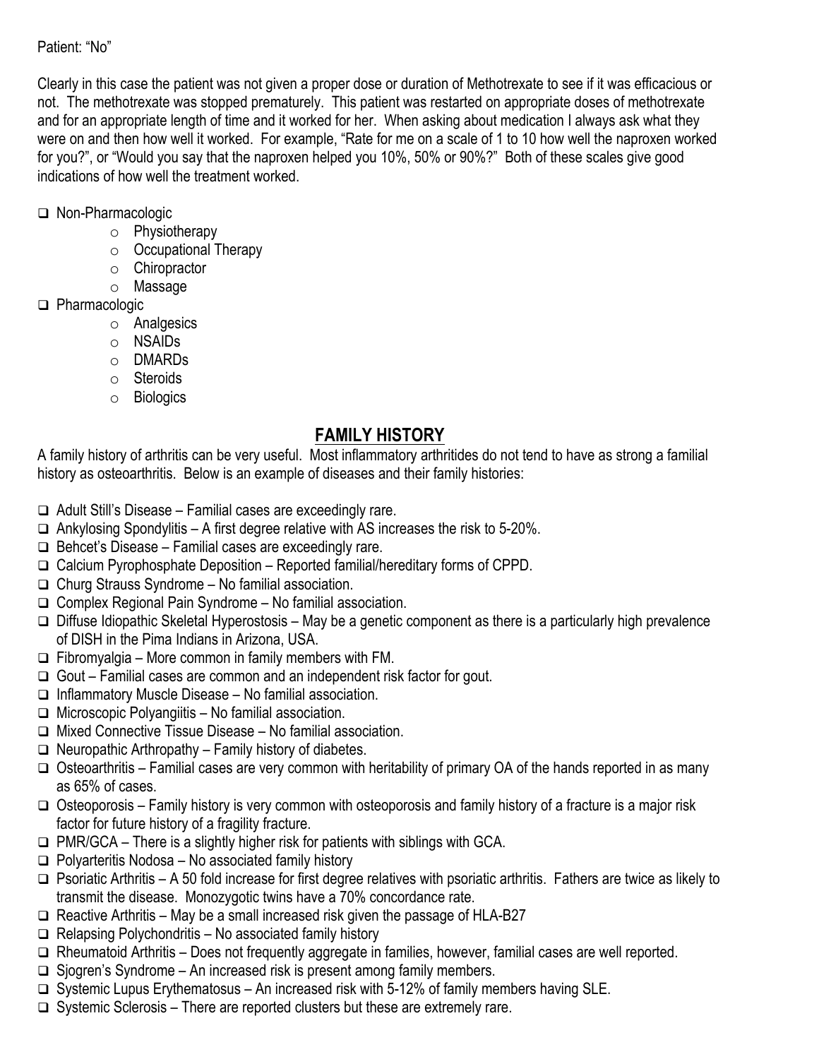Patient: "No"

Clearly in this case the patient was not given a proper dose or duration of Methotrexate to see if it was efficacious or not. The methotrexate was stopped prematurely. This patient was restarted on appropriate doses of methotrexate and for an appropriate length of time and it worked for her. When asking about medication I always ask what they were on and then how well it worked. For example, "Rate for me on a scale of 1 to 10 how well the naproxen worked for you?", or "Would you say that the naproxen helped you 10%, 50% or 90%?" Both of these scales give good indications of how well the treatment worked.

- Non-Pharmacologic
  - Physiotherapy
  - Occupational Therapy
  - Chiropractor
  - Massage
- Pharmacologic
  - Analgesics
  - NSAIDs
  - DMARDs
  - Steroids
  - Biologics

## FAMILY HISTORY

A family history of arthritis can be very useful. Most inflammatory arthritides do not tend to have as strong a familial history as osteoarthritis. Below is an example of diseases and their family histories:

- Adult Still's Disease – Familial cases are exceedingly rare.
- Ankylosing Spondylitis – A first degree relative with AS increases the risk to 5-20%.
- Behcet's Disease – Familial cases are exceedingly rare.
- Calcium Pyrophosphate Deposition – Reported familial/hereditary forms of CPPD.
- Churg Strauss Syndrome – No familial association.
- Complex Regional Pain Syndrome – No familial association.
- Diffuse Idiopathic Skeletal Hyperostosis – May be a genetic component as there is a particularly high prevalence of DISH in the Pima Indians in Arizona, USA.
- Fibromyalgia – More common in family members with FM.
- Gout – Familial cases are common and an independent risk factor for gout.
- Inflammatory Muscle Disease – No familial association.
- Microscopic Polyangiitis – No familial association.
- Mixed Connective Tissue Disease – No familial association.
- Neuropathic Arthropathy – Family history of diabetes.
- Osteoarthritis – Familial cases are very common with heritability of primary OA of the hands reported in as many as 65% of cases.
- Osteoporosis – Family history is very common with osteoporosis and family history of a fracture is a major risk factor for future history of a fragility fracture.
- PMR/GCA – There is a slightly higher risk for patients with siblings with GCA.
- Polyarteritis Nodosa – No associated family history
- Psoriatic Arthritis – A 50 fold increase for first degree relatives with psoriatic arthritis. Fathers are twice as likely to transmit the disease. Monozygotic twins have a 70% concordance rate.
- Reactive Arthritis – May be a small increased risk given the passage of HLA-B27
- Relapsing Polychondritis – No associated family history
- Rheumatoid Arthritis – Does not frequently aggregate in families, however, familial cases are well reported.
- Sjogren's Syndrome – An increased risk is present among family members.
- Systemic Lupus Erythematosus – An increased risk with 5-12% of family members having SLE.
- Systemic Sclerosis – There are reported clusters but these are extremely rare.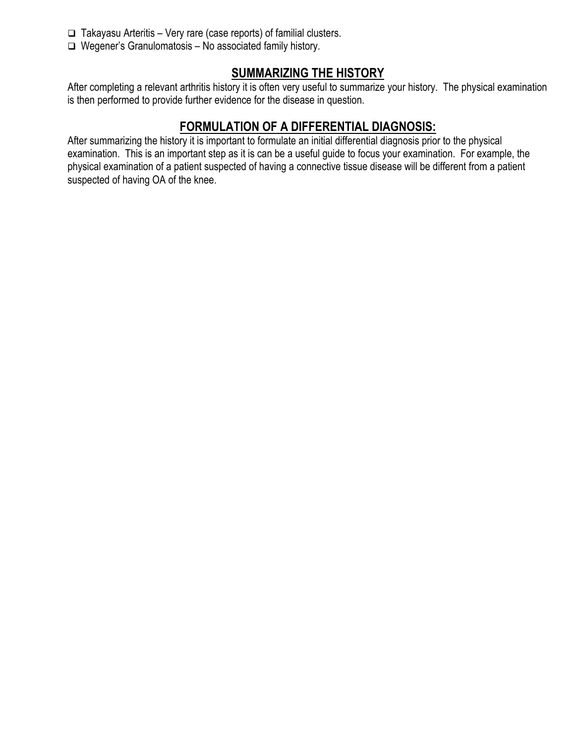- ❑ Takayasu Arteritis – Very rare (case reports) of familial clusters.
- ❑ Wegener's Granulomatosis – No associated family history.

## SUMMARIZING THE HISTORY

After completing a relevant arthritis history it is often very useful to summarize your history. The physical examination is then performed to provide further evidence for the disease in question.

## FORMULATION OF A DIFFERENTIAL DIAGNOSIS:

After summarizing the history it is important to formulate an initial differential diagnosis prior to the physical examination. This is an important step as it is can be a useful guide to focus your examination. For example, the physical examination of a patient suspected of having a connective tissue disease will be different from a patient suspected of having OA of the knee.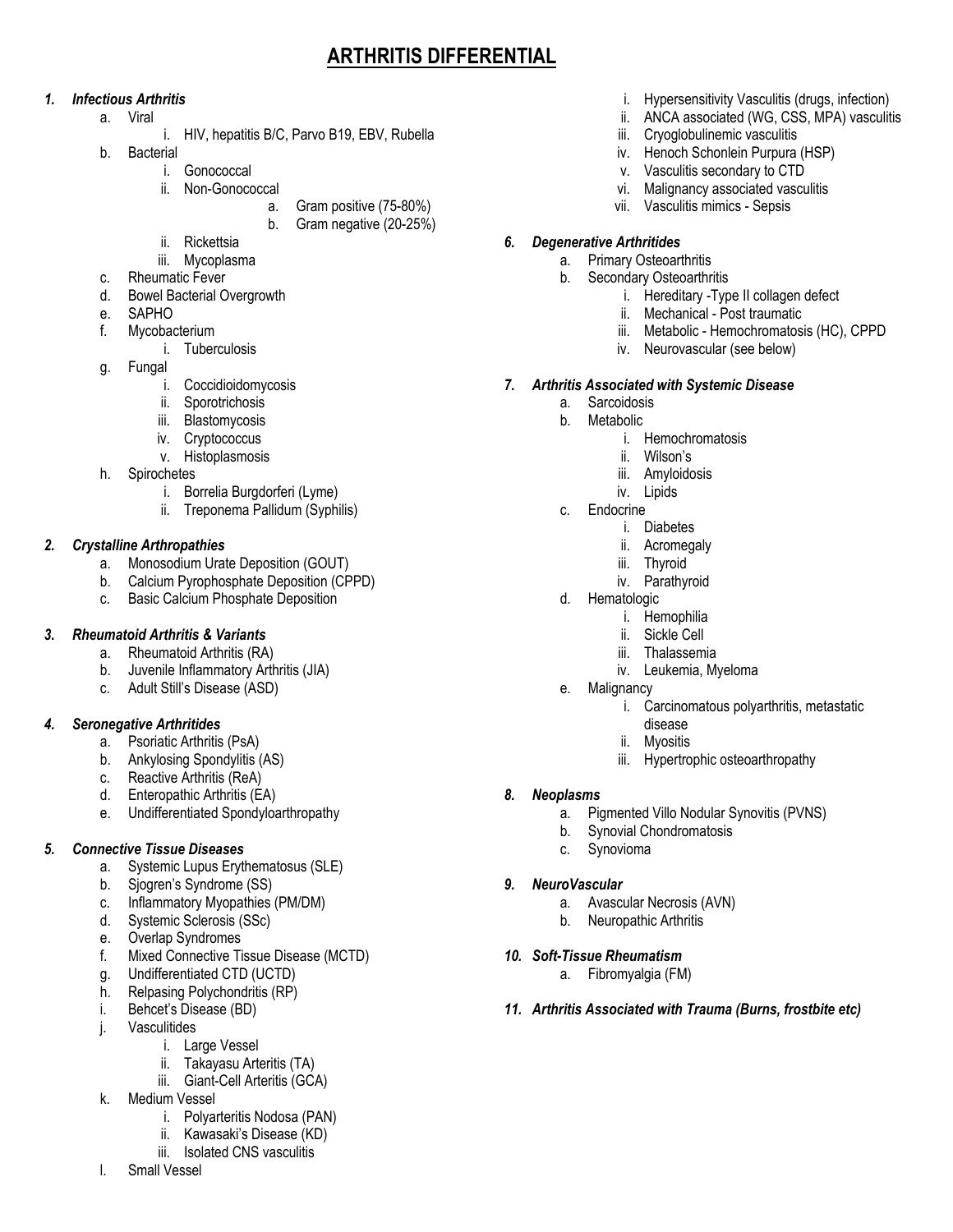# ARTHRITIS DIFFERENTIAL

1. ***Infectious Arthritis***
   - a. Viral
     - i. HIV, hepatitis B/C, Parvo B19, EBV, Rubella
   - b. Bacterial
     - i. Gonococcal
     - ii. Non-Gonococcal
       - a. Gram positive (75-80%)
       - b. Gram negative (20-25%)
     - ii. Rickettsia
     - iii. Mycoplasma
   - c. Rheumatic Fever
   - d. Bowel Bacterial Overgrowth
   - e. SAPHO
   - f. Mycobacterium
     - i. Tuberculosis
   - g. Fungal
     - i. Coccidioidomycosis
     - ii. Sporotrichosis
     - iii. Blastomycosis
     - iv. Cryptococcus
     - v. Histoplasmosis
   - h. Spirochetes
     - i. Borrelia Burgdorferi (Lyme)
     - ii. Treponema Pallidum (Syphilis)

2. ***Crystalline Arthropathies***
   - a. Monosodium Urate Deposition (GOUT)
   - b. Calcium Pyrophosphate Deposition (CPPD)
   - c. Basic Calcium Phosphate Deposition

3. ***Rheumatoid Arthritis & Variants***
   - a. Rheumatoid Arthritis (RA)
   - b. Juvenile Inflammatory Arthritis (JIA)
   - c. Adult Still's Disease (ASD)

4. ***Seronegative Arthritides***
   - a. Psoriatic Arthritis (PsA)
   - b. Ankylosing Spondylitis (AS)
   - c. Reactive Arthritis (ReA)
   - d. Enteropathic Arthritis (EA)
   - e. Undifferentiated Spondyloarthropathy

5. ***Connective Tissue Diseases***
   - a. Systemic Lupus Erythematosus (SLE)
   - b. Sjogren's Syndrome (SS)
   - c. Inflammatory Myopathies (PM/DM)
   - d. Systemic Sclerosis (SSc)
   - e. Overlap Syndromes
   - f. Mixed Connective Tissue Disease (MCTD)
   - g. Undifferentiated CTD (UCTD)
   - h. Relpasing Polychondritis (RP)
   - i. Behcet's Disease (BD)
   - j. Vasculitides
     - i. Large Vessel
     - ii. Takayasu Arteritis (TA)
     - iii. Giant-Cell Arteritis (GCA)
   - k. Medium Vessel
     - i. Polyarteritis Nodosa (PAN)
     - ii. Kawasaki's Disease (KD)
     - iii. Isolated CNS vasculitis
   - l. Small Vessel
     - i. Hypersensitivity Vasculitis (drugs, infection)
     - ii. ANCA associated (WG, CSS, MPA) vasculitis
     - iii. Cryoglobulinemic vasculitis
     - iv. Henoch Schonlein Purpura (HSP)
     - v. Vasculitis secondary to CTD
     - vi. Malignancy associated vasculitis
     - vii. Vasculitis mimics - Sepsis

6. ***Degenerative Arthritides***
   - a. Primary Osteoarthritis
   - b. Secondary Osteoarthritis
     - i. Hereditary -Type II collagen defect
     - ii. Mechanical - Post traumatic
     - iii. Metabolic - Hemochromatosis (HC), CPPD
     - iv. Neurovascular (see below)

7. ***Arthritis Associated with Systemic Disease***
   - a. Sarcoidosis
   - b. Metabolic
     - i. Hemochromatosis
     - ii. Wilson's
     - iii. Amyloidosis
     - iv. Lipids
   - c. Endocrine
     - i. Diabetes
     - ii. Acromegaly
     - iii. Thyroid
     - iv. Parathyroid
   - d. Hematologic
     - i. Hemophilia
     - ii. Sickle Cell
     - iii. Thalassemia
     - iv. Leukemia, Myeloma
   - e. Malignancy
     - i. Carcinomatous polyarthritis, metastatic disease
     - ii. Myositis
     - iii. Hypertrophic osteoarthropathy

8. ***Neoplasms***
   - a. Pigmented Villo Nodular Synovitis (PVNS)
   - b. Synovial Chondromatosis
   - c. Synovioma

9. ***NeuroVascular***
   - a. Avascular Necrosis (AVN)
   - b. Neuropathic Arthritis

10. ***Soft-Tissue Rheumatism***
    - a. Fibromyalgia (FM)

11. ***Arthritis Associated with Trauma (Burns, frostbite etc)***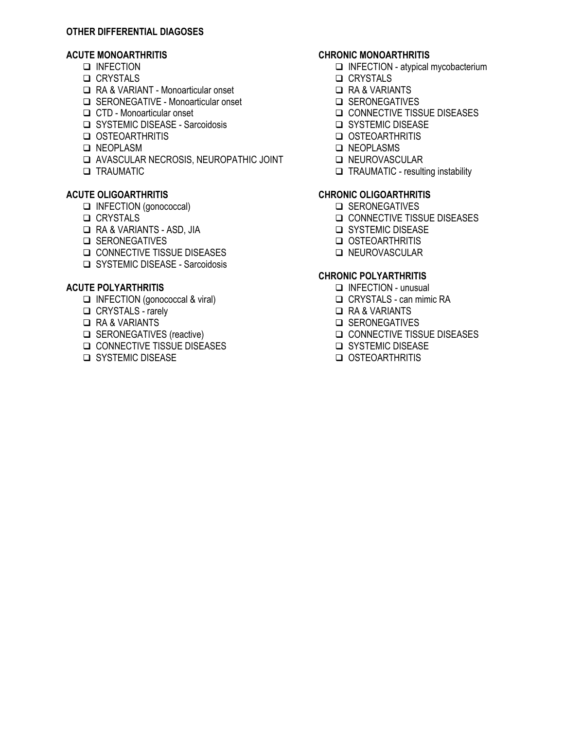**OTHER DIFFERENTIAL DIAGOSES**

**ACUTE MONOARTHRITIS**

- INFECTION
- CRYSTALS
- RA & VARIANT - Monoarticular onset
- SERONEGATIVE - Monoarticular onset
- CTD - Monoarticular onset
- SYSTEMIC DISEASE - Sarcoidosis
- OSTEOARTHRITIS
- NEOPLASM
- AVASCULAR NECROSIS, NEUROPATHIC JOINT
- TRAUMATIC

**ACUTE OLIGOARTHRITIS**

- INFECTION (gonococcal)
- CRYSTALS
- RA & VARIANTS - ASD, JIA
- SERONEGATIVES
- CONNECTIVE TISSUE DISEASES
- SYSTEMIC DISEASE - Sarcoidosis

**ACUTE POLYARTHRITIS**

- INFECTION (gonococcal & viral)
- CRYSTALS - rarely
- RA & VARIANTS
- SERONEGATIVES (reactive)
- CONNECTIVE TISSUE DISEASES
- SYSTEMIC DISEASE

**CHRONIC MONOARTHRITIS**

- INFECTION - atypical mycobacterium
- CRYSTALS
- RA & VARIANTS
- SERONEGATIVES
- CONNECTIVE TISSUE DISEASES
- SYSTEMIC DISEASE
- OSTEOARTHRITIS
- NEOPLASMS
- NEUROVASCULAR
- TRAUMATIC - resulting instability

**CHRONIC OLIGOARTHRITIS**

- SERONEGATIVES
- CONNECTIVE TISSUE DISEASES
- SYSTEMIC DISEASE
- OSTEOARTHRITIS
- NEUROVASCULAR

**CHRONIC POLYARTHRITIS**

- INFECTION - unusual
- CRYSTALS - can mimic RA
- RA & VARIANTS
- SERONEGATIVES
- CONNECTIVE TISSUE DISEASES
- SYSTEMIC DISEASE
- OSTEOARTHRITIS